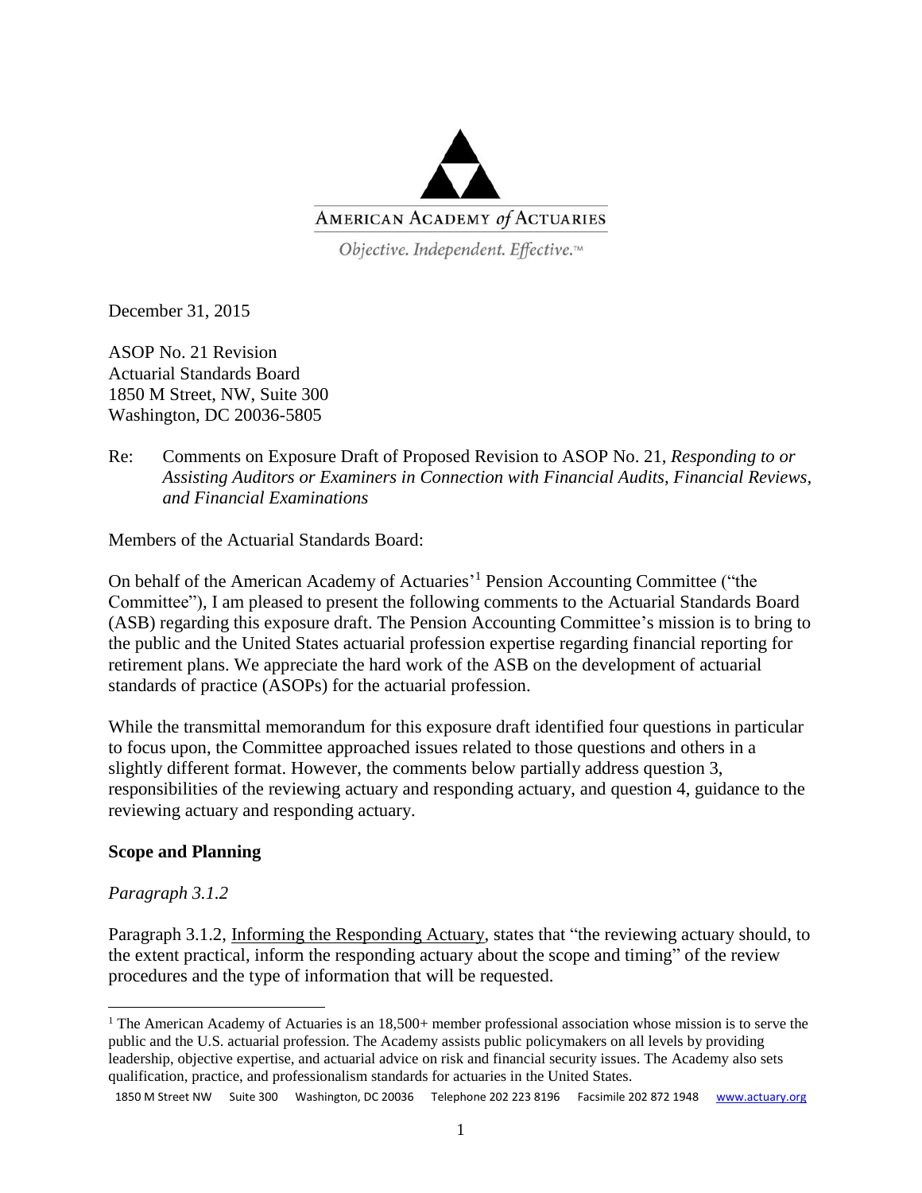AMERICAN ACADEMY *of* ACTUARIES

*Objective. Independent. Effective.*™

December 31, 2015

ASOP No. 21 Revision
Actuarial Standards Board
1850 M Street, NW, Suite 300
Washington, DC 20036-5805

Re: Comments on Exposure Draft of Proposed Revision to ASOP No. 21, *Responding to or Assisting Auditors or Examiners in Connection with Financial Audits, Financial Reviews, and Financial Examinations*

Members of the Actuarial Standards Board:

On behalf of the American Academy of Actuaries'[1] Pension Accounting Committee ("the Committee"), I am pleased to present the following comments to the Actuarial Standards Board (ASB) regarding this exposure draft. The Pension Accounting Committee's mission is to bring to the public and the United States actuarial profession expertise regarding financial reporting for retirement plans. We appreciate the hard work of the ASB on the development of actuarial standards of practice (ASOPs) for the actuarial profession.

While the transmittal memorandum for this exposure draft identified four questions in particular to focus upon, the Committee approached issues related to those questions and others in a slightly different format. However, the comments below partially address question 3, responsibilities of the reviewing actuary and responding actuary, and question 4, guidance to the reviewing actuary and responding actuary.

**Scope and Planning**

*Paragraph 3.1.2*

Paragraph 3.1.2, Informing the Responding Actuary, states that "the reviewing actuary should, to the extent practical, inform the responding actuary about the scope and timing" of the review procedures and the type of information that will be requested.

[1] The American Academy of Actuaries is an 18,500+ member professional association whose mission is to serve the public and the U.S. actuarial profession. The Academy assists public policymakers on all levels by providing leadership, objective expertise, and actuarial advice on risk and financial security issues. The Academy also sets qualification, practice, and professionalism standards for actuaries in the United States.

1850 M Street NW Suite 300 Washington, DC 20036 Telephone 202 223 8196 Facsimile 202 872 1948 www.actuary.org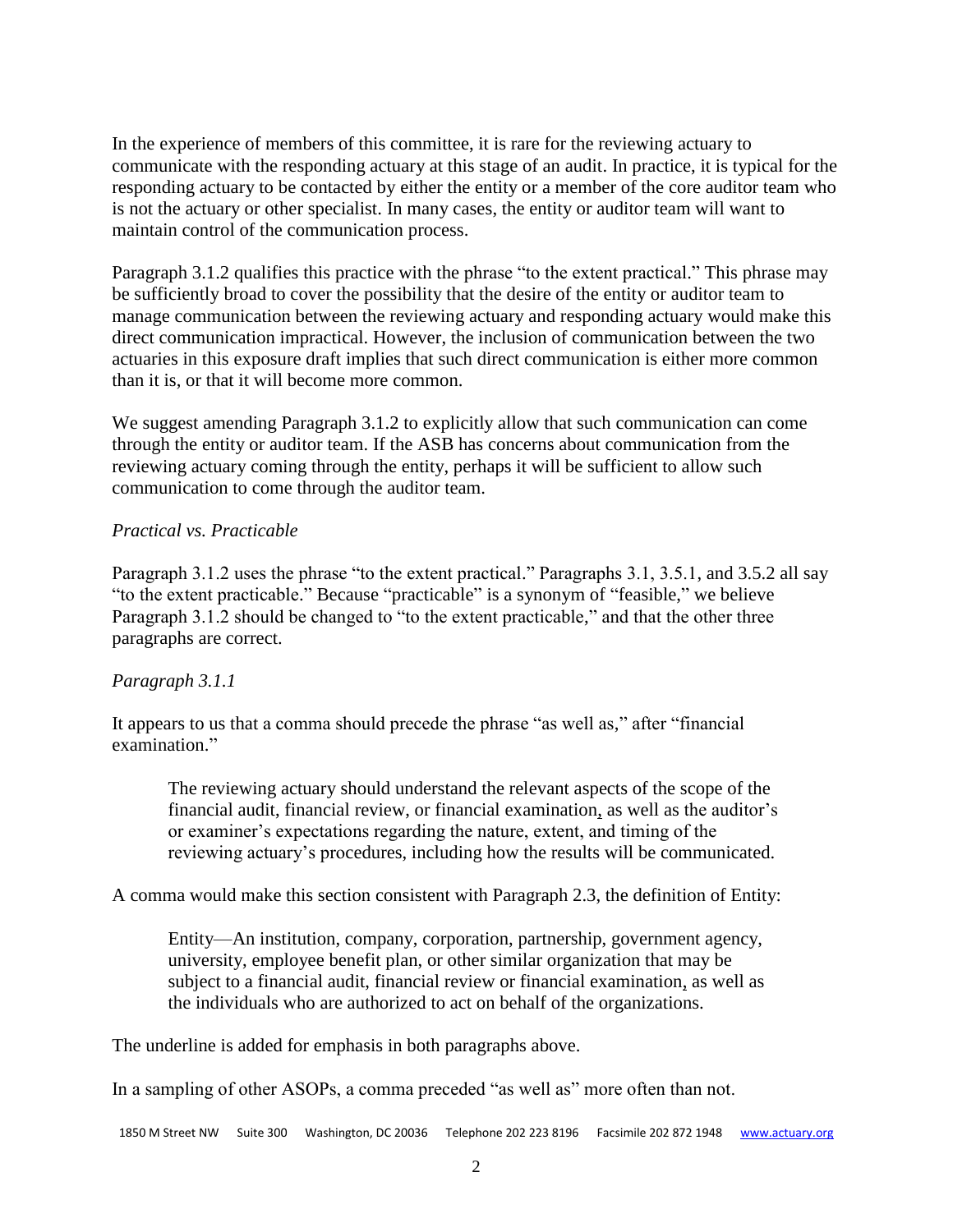In the experience of members of this committee, it is rare for the reviewing actuary to communicate with the responding actuary at this stage of an audit. In practice, it is typical for the responding actuary to be contacted by either the entity or a member of the core auditor team who is not the actuary or other specialist. In many cases, the entity or auditor team will want to maintain control of the communication process.

Paragraph 3.1.2 qualifies this practice with the phrase "to the extent practical." This phrase may be sufficiently broad to cover the possibility that the desire of the entity or auditor team to manage communication between the reviewing actuary and responding actuary would make this direct communication impractical. However, the inclusion of communication between the two actuaries in this exposure draft implies that such direct communication is either more common than it is, or that it will become more common.

We suggest amending Paragraph 3.1.2 to explicitly allow that such communication can come through the entity or auditor team. If the ASB has concerns about communication from the reviewing actuary coming through the entity, perhaps it will be sufficient to allow such communication to come through the auditor team.

*Practical vs. Practicable*

Paragraph 3.1.2 uses the phrase "to the extent practical." Paragraphs 3.1, 3.5.1, and 3.5.2 all say "to the extent practicable." Because "practicable" is a synonym of "feasible," we believe Paragraph 3.1.2 should be changed to "to the extent practicable," and that the other three paragraphs are correct.

*Paragraph 3.1.1*

It appears to us that a comma should precede the phrase "as well as," after "financial examination."

> The reviewing actuary should understand the relevant aspects of the scope of the financial audit, financial review, or financial examination, as well as the auditor's or examiner's expectations regarding the nature, extent, and timing of the reviewing actuary's procedures, including how the results will be communicated.

A comma would make this section consistent with Paragraph 2.3, the definition of Entity:

> Entity—An institution, company, corporation, partnership, government agency, university, employee benefit plan, or other similar organization that may be subject to a financial audit, financial review or financial examination, as well as the individuals who are authorized to act on behalf of the organizations.

The underline is added for emphasis in both paragraphs above.

In a sampling of other ASOPs, a comma preceded "as well as" more often than not.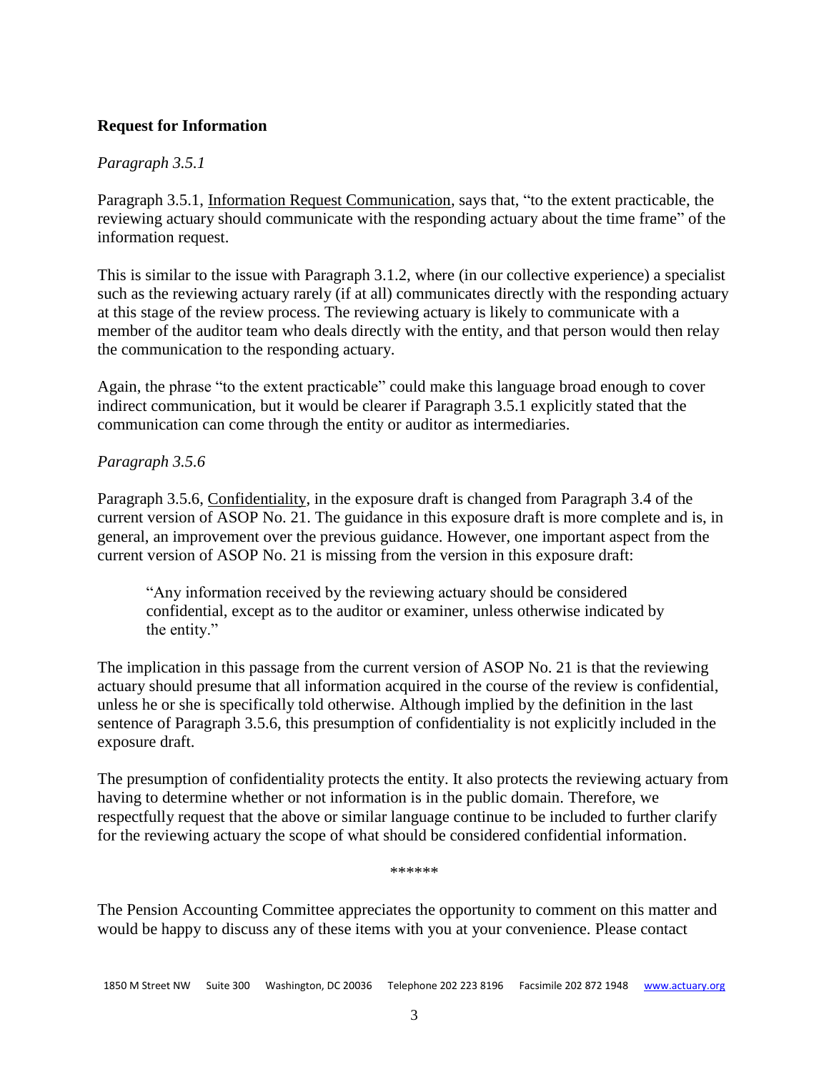## Request for Information

*Paragraph 3.5.1*

Paragraph 3.5.1, Information Request Communication, says that, "to the extent practicable, the reviewing actuary should communicate with the responding actuary about the time frame" of the information request.

This is similar to the issue with Paragraph 3.1.2, where (in our collective experience) a specialist such as the reviewing actuary rarely (if at all) communicates directly with the responding actuary at this stage of the review process. The reviewing actuary is likely to communicate with a member of the auditor team who deals directly with the entity, and that person would then relay the communication to the responding actuary.

Again, the phrase "to the extent practicable" could make this language broad enough to cover indirect communication, but it would be clearer if Paragraph 3.5.1 explicitly stated that the communication can come through the entity or auditor as intermediaries.

*Paragraph 3.5.6*

Paragraph 3.5.6, Confidentiality, in the exposure draft is changed from Paragraph 3.4 of the current version of ASOP No. 21. The guidance in this exposure draft is more complete and is, in general, an improvement over the previous guidance. However, one important aspect from the current version of ASOP No. 21 is missing from the version in this exposure draft:

> "Any information received by the reviewing actuary should be considered confidential, except as to the auditor or examiner, unless otherwise indicated by the entity."

The implication in this passage from the current version of ASOP No. 21 is that the reviewing actuary should presume that all information acquired in the course of the review is confidential, unless he or she is specifically told otherwise. Although implied by the definition in the last sentence of Paragraph 3.5.6, this presumption of confidentiality is not explicitly included in the exposure draft.

The presumption of confidentiality protects the entity. It also protects the reviewing actuary from having to determine whether or not information is in the public domain. Therefore, we respectfully request that the above or similar language continue to be included to further clarify for the reviewing actuary the scope of what should be considered confidential information.

******

The Pension Accounting Committee appreciates the opportunity to comment on this matter and would be happy to discuss any of these items with you at your convenience. Please contact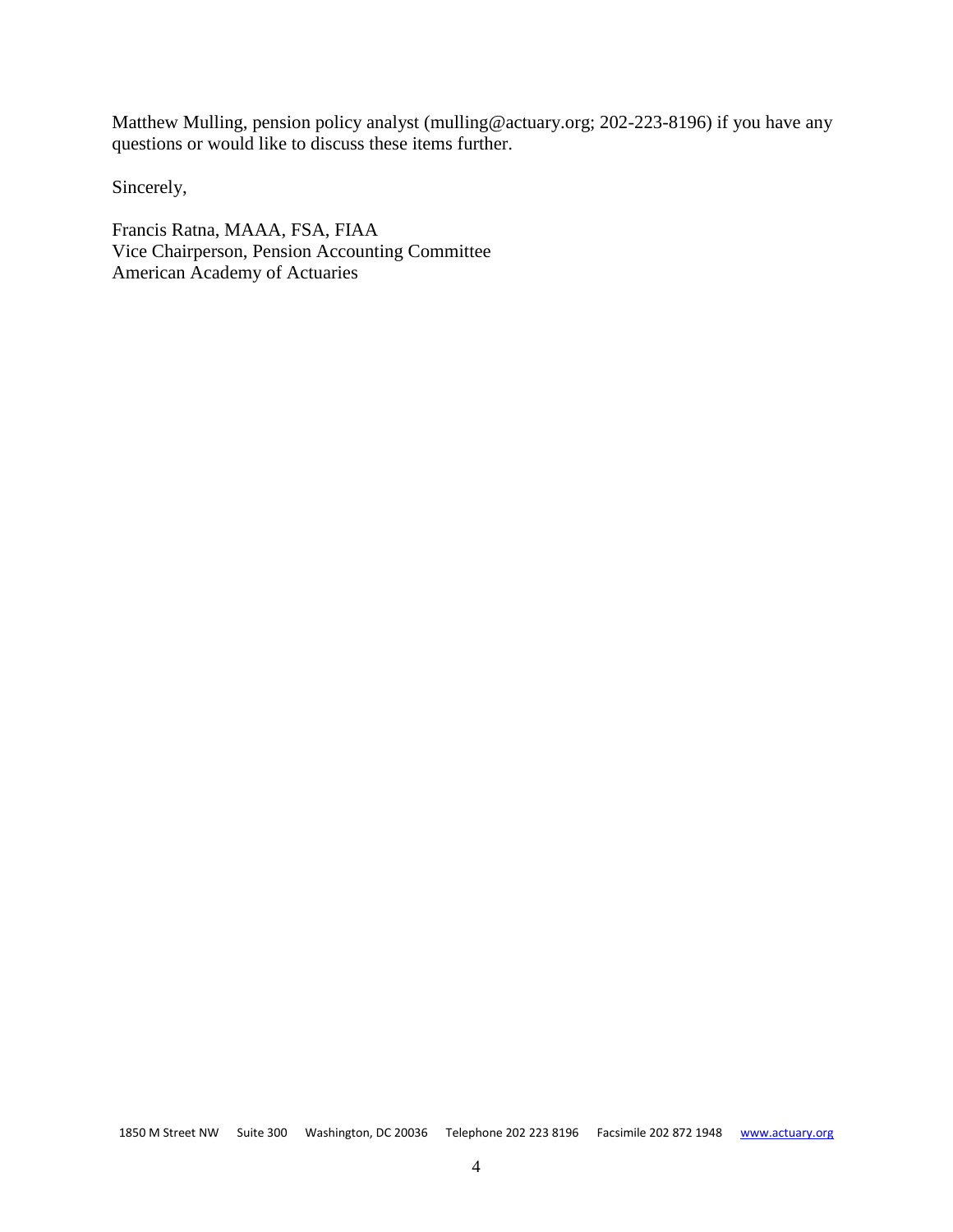Matthew Mulling, pension policy analyst (mulling@actuary.org; 202-223-8196) if you have any questions or would like to discuss these items further.

Sincerely,

Francis Ratna, MAAA, FSA, FIAA  
Vice Chairperson, Pension Accounting Committee  
American Academy of Actuaries